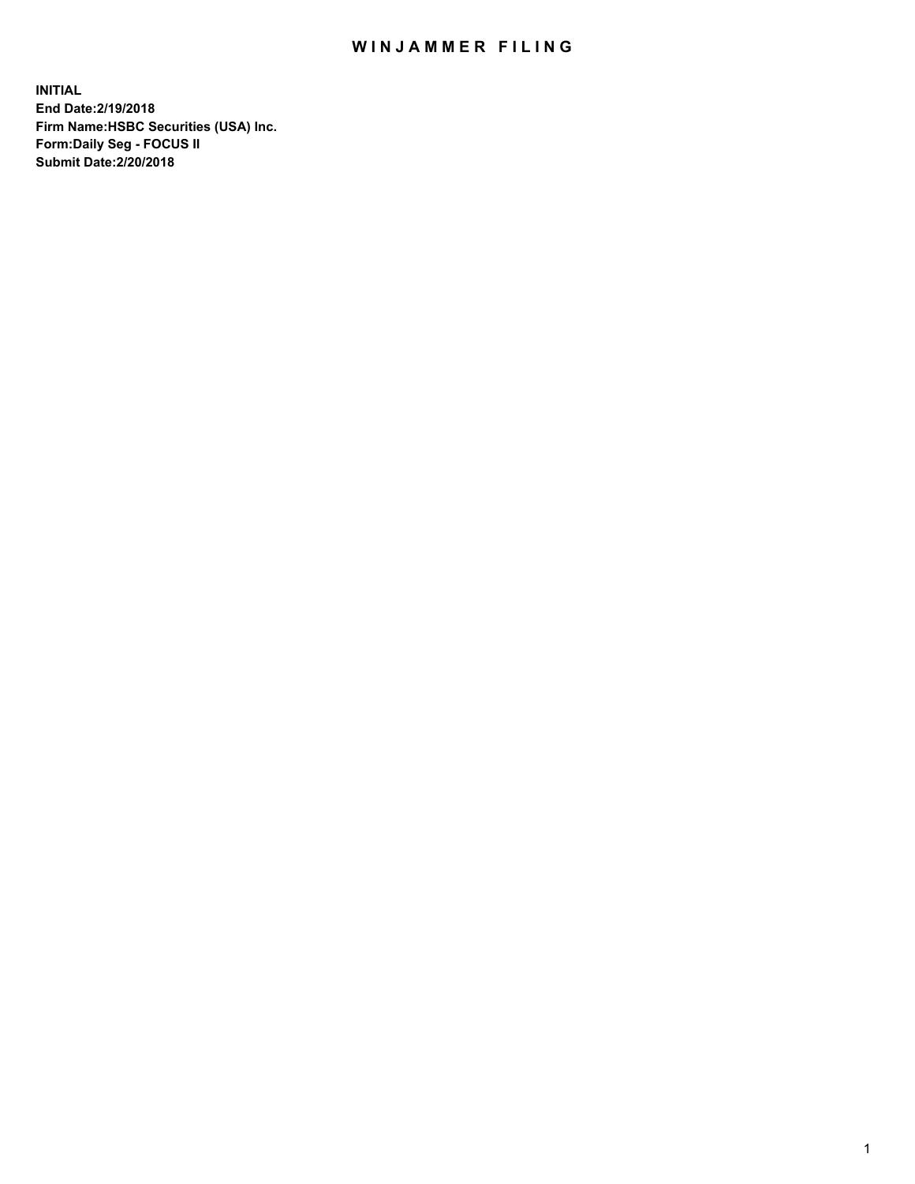# WINJAMMER FILING

**INITIAL**
**End Date:2/19/2018**
**Firm Name:HSBC Securities (USA) Inc.**
**Form:Daily Seg - FOCUS II**
**Submit Date:2/20/2018**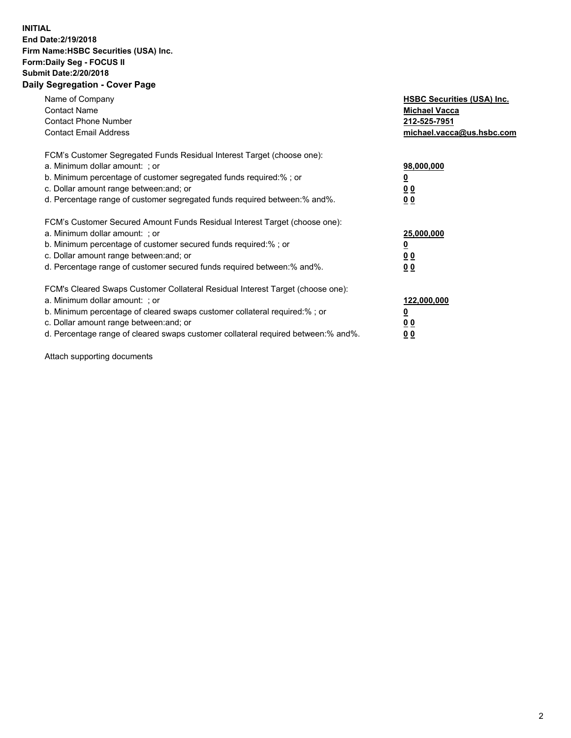**INITIAL**
**End Date:2/19/2018**
**Firm Name:HSBC Securities (USA) Inc.**
**Form:Daily Seg - FOCUS II**
**Submit Date:2/20/2018**

## Daily Segregation - Cover Page

| | |
|---|---|
| Name of Company | **HSBC Securities (USA) Inc.** |
| Contact Name | **Michael Vacca** |
| Contact Phone Number | **212-525-7951** |
| Contact Email Address | **michael.vacca@us.hsbc.com** |

| | |
|---|---|
| FCM's Customer Segregated Funds Residual Interest Target (choose one): | |
| a. Minimum dollar amount: ; or | **98,000,000** |
| b. Minimum percentage of customer segregated funds required:% ; or | **0** |
| c. Dollar amount range between:and; or | **0 0** |
| d. Percentage range of customer segregated funds required between:% and%. | **0 0** |
| FCM's Customer Secured Amount Funds Residual Interest Target (choose one): | |
| a. Minimum dollar amount: ; or | **25,000,000** |
| b. Minimum percentage of customer secured funds required:% ; or | **0** |
| c. Dollar amount range between:and; or | **0 0** |
| d. Percentage range of customer secured funds required between:% and%. | **0 0** |
| FCM's Cleared Swaps Customer Collateral Residual Interest Target (choose one): | |
| a. Minimum dollar amount: ; or | **122,000,000** |
| b. Minimum percentage of cleared swaps customer collateral required:% ; or | **0** |
| c. Dollar amount range between:and; or | **0 0** |
| d. Percentage range of cleared swaps customer collateral required between:% and%. | **0 0** |

Attach supporting documents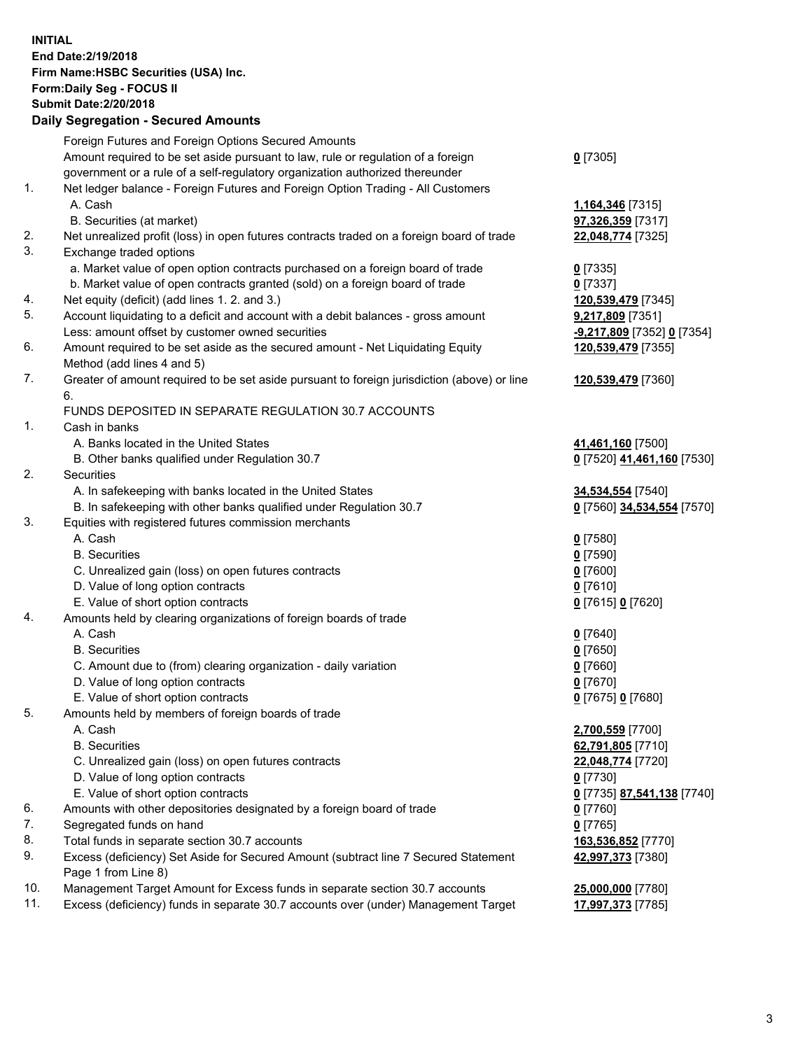**INITIAL**
**End Date:2/19/2018**
**Firm Name:HSBC Securities (USA) Inc.**
**Form:Daily Seg - FOCUS II**
**Submit Date:2/20/2018**

**Daily Segregation - Secured Amounts**

| | | |
|---|---|---|
| | Foreign Futures and Foreign Options Secured Amounts | |
| | Amount required to be set aside pursuant to law, rule or regulation of a foreign government or a rule of a self-regulatory organization authorized thereunder | **0** [7305] |
| 1. | Net ledger balance - Foreign Futures and Foreign Option Trading - All Customers | |
| | A. Cash | **1,164,346** [7315] |
| | B. Securities (at market) | **97,326,359** [7317] |
| 2. | Net unrealized profit (loss) in open futures contracts traded on a foreign board of trade | **22,048,774** [7325] |
| 3. | Exchange traded options | |
| | a. Market value of open option contracts purchased on a foreign board of trade | **0** [7335] |
| | b. Market value of open contracts granted (sold) on a foreign board of trade | **0** [7337] |
| 4. | Net equity (deficit) (add lines 1. 2. and 3.) | **120,539,479** [7345] |
| 5. | Account liquidating to a deficit and account with a debit balances - gross amount | **9,217,809** [7351] |
| | Less: amount offset by customer owned securities | **-9,217,809** [7352] **0** [7354] |
| 6. | Amount required to be set aside as the secured amount - Net Liquidating Equity Method (add lines 4 and 5) | **120,539,479** [7355] |
| 7. | Greater of amount required to be set aside pursuant to foreign jurisdiction (above) or line 6. | **120,539,479** [7360] |
| | FUNDS DEPOSITED IN SEPARATE REGULATION 30.7 ACCOUNTS | |
| 1. | Cash in banks | |
| | A. Banks located in the United States | **41,461,160** [7500] |
| | B. Other banks qualified under Regulation 30.7 | **0** [7520] **41,461,160** [7530] |
| 2. | Securities | |
| | A. In safekeeping with banks located in the United States | **34,534,554** [7540] |
| | B. In safekeeping with other banks qualified under Regulation 30.7 | **0** [7560] **34,534,554** [7570] |
| 3. | Equities with registered futures commission merchants | |
| | A. Cash | **0** [7580] |
| | B. Securities | **0** [7590] |
| | C. Unrealized gain (loss) on open futures contracts | **0** [7600] |
| | D. Value of long option contracts | **0** [7610] |
| | E. Value of short option contracts | **0** [7615] **0** [7620] |
| 4. | Amounts held by clearing organizations of foreign boards of trade | |
| | A. Cash | **0** [7640] |
| | B. Securities | **0** [7650] |
| | C. Amount due to (from) clearing organization - daily variation | **0** [7660] |
| | D. Value of long option contracts | **0** [7670] |
| | E. Value of short option contracts | **0** [7675] **0** [7680] |
| 5. | Amounts held by members of foreign boards of trade | |
| | A. Cash | **2,700,559** [7700] |
| | B. Securities | **62,791,805** [7710] |
| | C. Unrealized gain (loss) on open futures contracts | **22,048,774** [7720] |
| | D. Value of long option contracts | **0** [7730] |
| | E. Value of short option contracts | **0** [7735] **87,541,138** [7740] |
| 6. | Amounts with other depositories designated by a foreign board of trade | **0** [7760] |
| 7. | Segregated funds on hand | **0** [7765] |
| 8. | Total funds in separate section 30.7 accounts | **163,536,852** [7770] |
| 9. | Excess (deficiency) Set Aside for Secured Amount (subtract line 7 Secured Statement Page 1 from Line 8) | **42,997,373** [7380] |
| 10. | Management Target Amount for Excess funds in separate section 30.7 accounts | **25,000,000** [7780] |
| 11. | Excess (deficiency) funds in separate 30.7 accounts over (under) Management Target | **17,997,373** [7785] |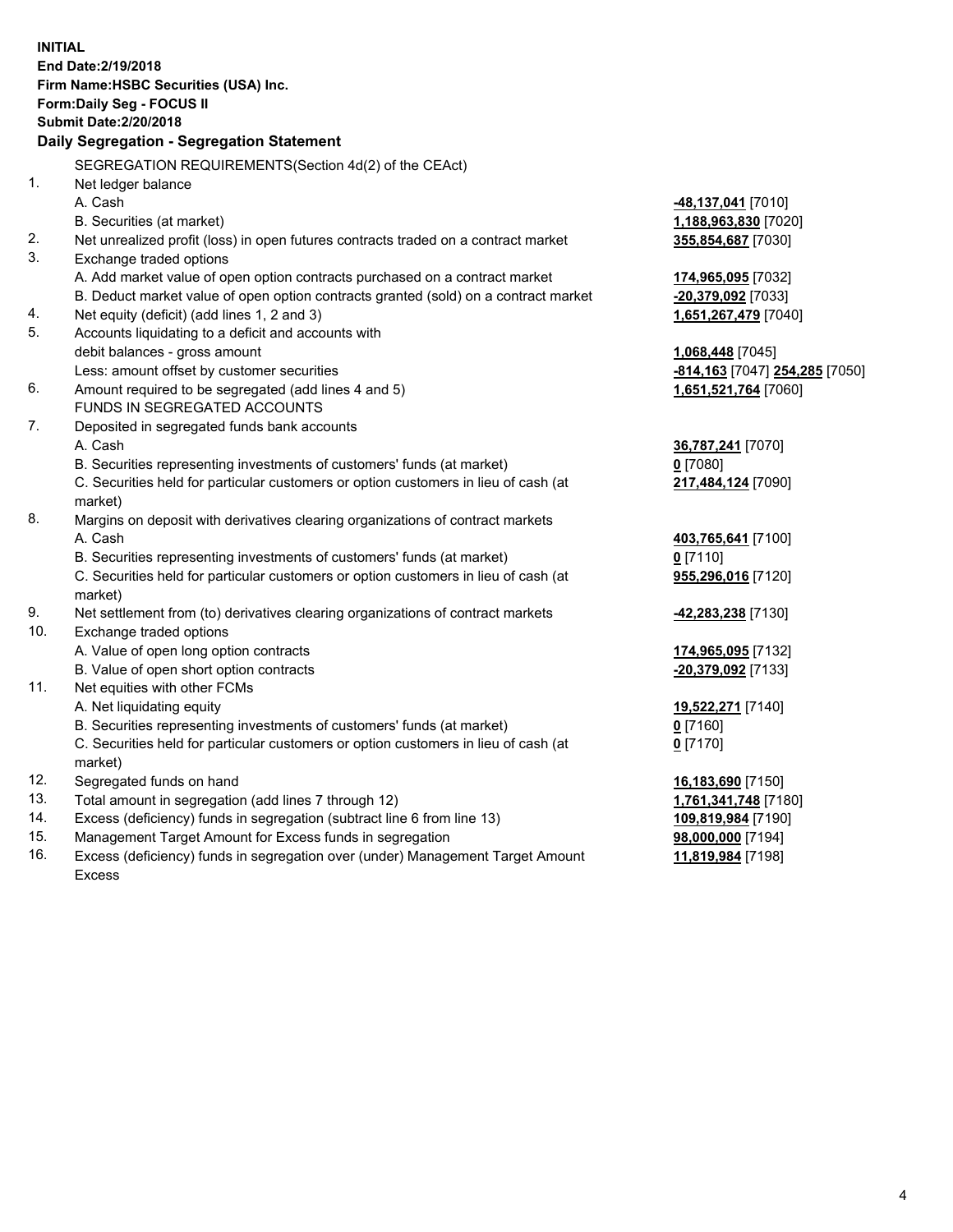**INITIAL**
**End Date:2/19/2018**
**Firm Name:HSBC Securities (USA) Inc.**
**Form:Daily Seg - FOCUS II**
**Submit Date:2/20/2018**

## Daily Segregation - Segregation Statement

SEGREGATION REQUIREMENTS(Section 4d(2) of the CEAct)

| | | |
|---|---|---|
| 1. | Net ledger balance | |
| | A. Cash | **-48,137,041** [7010] |
| | B. Securities (at market) | **1,188,963,830** [7020] |
| 2. | Net unrealized profit (loss) in open futures contracts traded on a contract market | **355,854,687** [7030] |
| 3. | Exchange traded options | |
| | A. Add market value of open option contracts purchased on a contract market | **174,965,095** [7032] |
| | B. Deduct market value of open option contracts granted (sold) on a contract market | **-20,379,092** [7033] |
| 4. | Net equity (deficit) (add lines 1, 2 and 3) | **1,651,267,479** [7040] |
| 5. | Accounts liquidating to a deficit and accounts with debit balances - gross amount | **1,068,448** [7045] |
| | Less: amount offset by customer securities | **-814,163** [7047] **254,285** [7050] |
| 6. | Amount required to be segregated (add lines 4 and 5) | **1,651,521,764** [7060] |
| | FUNDS IN SEGREGATED ACCOUNTS | |
| 7. | Deposited in segregated funds bank accounts | |
| | A. Cash | **36,787,241** [7070] |
| | B. Securities representing investments of customers' funds (at market) | **0** [7080] |
| | C. Securities held for particular customers or option customers in lieu of cash (at market) | **217,484,124** [7090] |
| 8. | Margins on deposit with derivatives clearing organizations of contract markets | |
| | A. Cash | **403,765,641** [7100] |
| | B. Securities representing investments of customers' funds (at market) | **0** [7110] |
| | C. Securities held for particular customers or option customers in lieu of cash (at market) | **955,296,016** [7120] |
| 9. | Net settlement from (to) derivatives clearing organizations of contract markets | **-42,283,238** [7130] |
| 10. | Exchange traded options | |
| | A. Value of open long option contracts | **174,965,095** [7132] |
| | B. Value of open short option contracts | **-20,379,092** [7133] |
| 11. | Net equities with other FCMs | |
| | A. Net liquidating equity | **19,522,271** [7140] |
| | B. Securities representing investments of customers' funds (at market) | **0** [7160] |
| | C. Securities held for particular customers or option customers in lieu of cash (at market) | **0** [7170] |
| 12. | Segregated funds on hand | **16,183,690** [7150] |
| 13. | Total amount in segregation (add lines 7 through 12) | **1,761,341,748** [7180] |
| 14. | Excess (deficiency) funds in segregation (subtract line 6 from line 13) | **109,819,984** [7190] |
| 15. | Management Target Amount for Excess funds in segregation | **98,000,000** [7194] |
| 16. | Excess (deficiency) funds in segregation over (under) Management Target Amount Excess | **11,819,984** [7198] |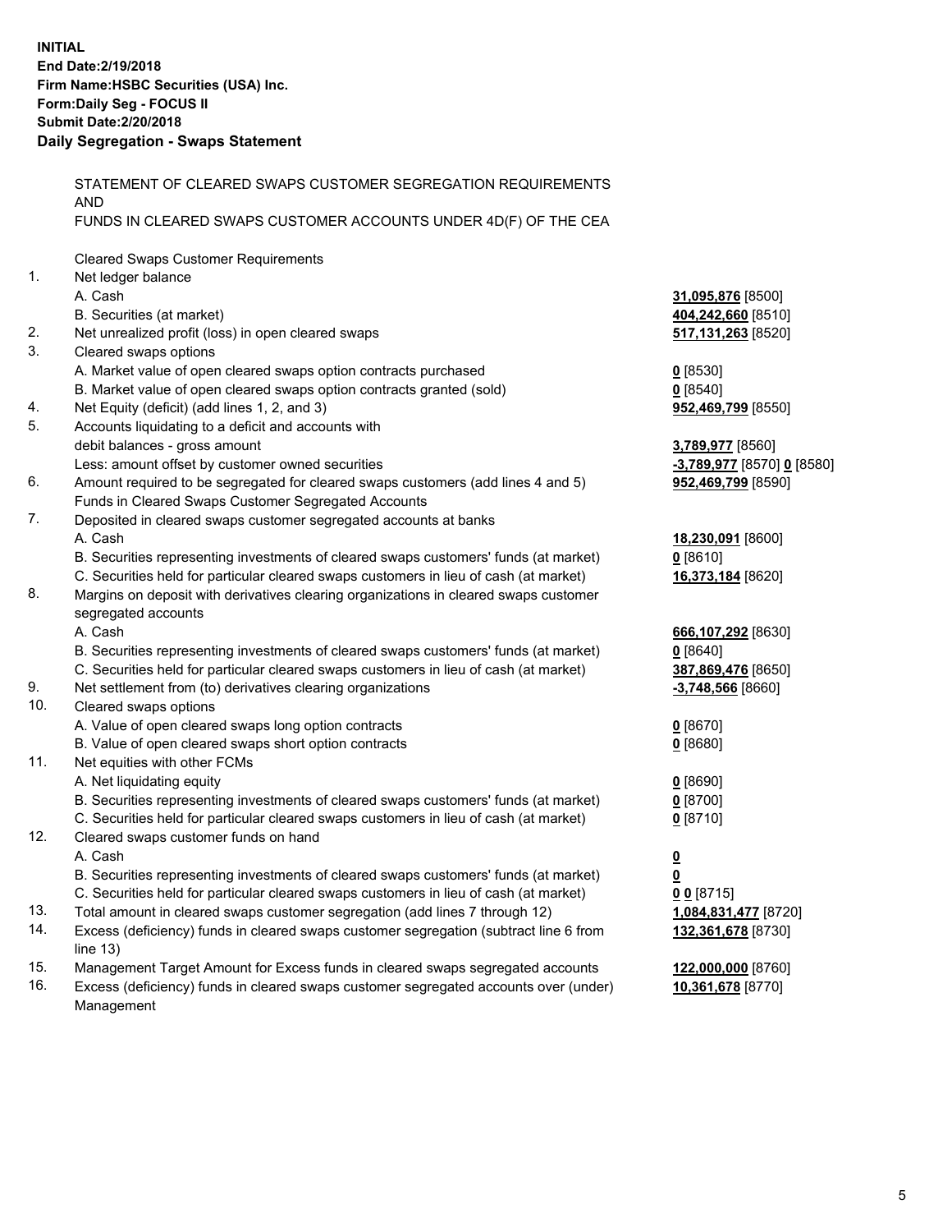**INITIAL**
**End Date:2/19/2018**
**Firm Name:HSBC Securities (USA) Inc.**
**Form:Daily Seg - FOCUS II**
**Submit Date:2/20/2018**
**Daily Segregation - Swaps Statement**

STATEMENT OF CLEARED SWAPS CUSTOMER SEGREGATION REQUIREMENTS AND FUNDS IN CLEARED SWAPS CUSTOMER ACCOUNTS UNDER 4D(F) OF THE CEA

| | | |
|---|---|---|
| | Cleared Swaps Customer Requirements | |
| 1. | Net ledger balance | |
| | A. Cash | **31,095,876** [8500] |
| | B. Securities (at market) | **404,242,660** [8510] |
| 2. | Net unrealized profit (loss) in open cleared swaps | **517,131,263** [8520] |
| 3. | Cleared swaps options | |
| | A. Market value of open cleared swaps option contracts purchased | **0** [8530] |
| | B. Market value of open cleared swaps option contracts granted (sold) | **0** [8540] |
| 4. | Net Equity (deficit) (add lines 1, 2, and 3) | **952,469,799** [8550] |
| 5. | Accounts liquidating to a deficit and accounts with debit balances - gross amount | **3,789,977** [8560] |
| | Less: amount offset by customer owned securities | **-3,789,977** [8570] **0** [8580] |
| 6. | Amount required to be segregated for cleared swaps customers (add lines 4 and 5) | **952,469,799** [8590] |
| | Funds in Cleared Swaps Customer Segregated Accounts | |
| 7. | Deposited in cleared swaps customer segregated accounts at banks | |
| | A. Cash | **18,230,091** [8600] |
| | B. Securities representing investments of cleared swaps customers' funds (at market) | **0** [8610] |
| | C. Securities held for particular cleared swaps customers in lieu of cash (at market) | **16,373,184** [8620] |
| 8. | Margins on deposit with derivatives clearing organizations in cleared swaps customer segregated accounts | |
| | A. Cash | **666,107,292** [8630] |
| | B. Securities representing investments of cleared swaps customers' funds (at market) | **0** [8640] |
| | C. Securities held for particular cleared swaps customers in lieu of cash (at market) | **387,869,476** [8650] |
| 9. | Net settlement from (to) derivatives clearing organizations | **-3,748,566** [8660] |
| 10. | Cleared swaps options | |
| | A. Value of open cleared swaps long option contracts | **0** [8670] |
| | B. Value of open cleared swaps short option contracts | **0** [8680] |
| 11. | Net equities with other FCMs | |
| | A. Net liquidating equity | **0** [8690] |
| | B. Securities representing investments of cleared swaps customers' funds (at market) | **0** [8700] |
| | C. Securities held for particular cleared swaps customers in lieu of cash (at market) | **0** [8710] |
| 12. | Cleared swaps customer funds on hand | |
| | A. Cash | **0** |
| | B. Securities representing investments of cleared swaps customers' funds (at market) | **0** |
| | C. Securities held for particular cleared swaps customers in lieu of cash (at market) | **0** **0** [8715] |
| 13. | Total amount in cleared swaps customer segregation (add lines 7 through 12) | **1,084,831,477** [8720] |
| 14. | Excess (deficiency) funds in cleared swaps customer segregation (subtract line 6 from line 13) | **132,361,678** [8730] |
| 15. | Management Target Amount for Excess funds in cleared swaps segregated accounts | **122,000,000** [8760] |
| 16. | Excess (deficiency) funds in cleared swaps customer segregated accounts over (under) Management | **10,361,678** [8770] |